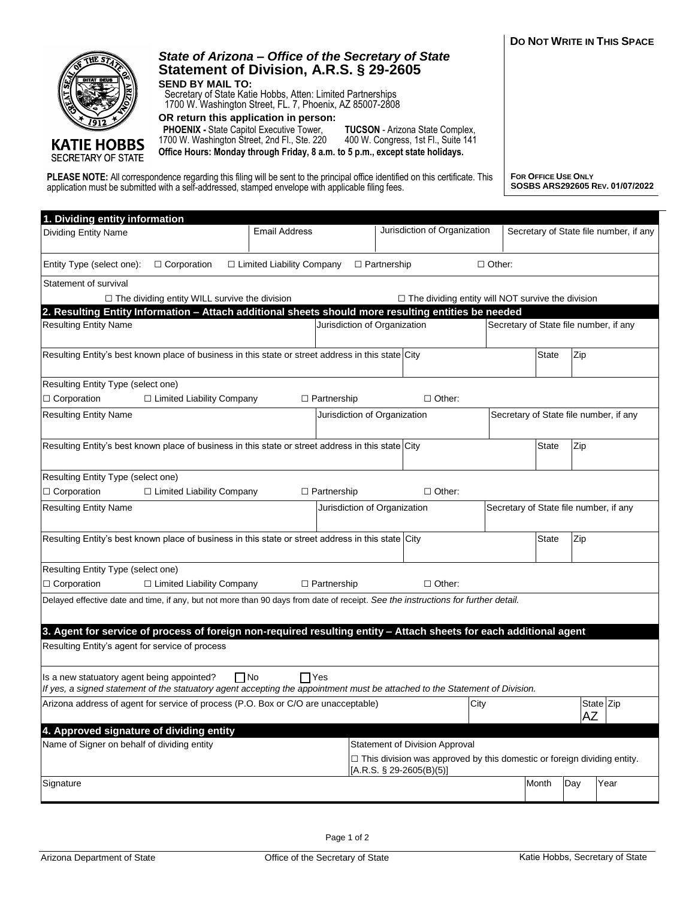**DO NOT WRITE IN THIS SPACE**

KATIE HOBBS
SECRETARY OF STATE

## *State of Arizona – Office of the Secretary of State*
## Statement of Division, A.R.S. § 29-2605

**SEND BY MAIL TO:**
Secretary of State Katie Hobbs, Atten: Limited Partnerships
1700 W. Washington Street, FL. 7, Phoenix, AZ 85007-2808

**OR return this application in person:**
**PHOENIX -** State Capitol Executive Tower, 1700 W. Washington Street, 2nd Fl., Ste. 220
**TUCSON** - Arizona State Complex, 400 W. Congress, 1st Fl., Suite 141
**Office Hours: Monday through Friday, 8 a.m. to 5 p.m., except state holidays.**

**PLEASE NOTE:** All correspondence regarding this filing will be sent to the principal office identified on this certificate. This application must be submitted with a self-addressed, stamped envelope with applicable filing fees.

**FOR OFFICE USE ONLY**
**SOSBS ARS292605 REV. 01/07/2022**

### 1. Dividing entity information

| Dividing Entity Name | Email Address | Jurisdiction of Organization | Secretary of State file number, if any |
|---|---|---|---|
| | | | |

Entity Type (select one): ☐ Corporation ☐ Limited Liability Company ☐ Partnership ☐ Other:

Statement of survival

☐ The dividing entity WILL survive the division ☐ The dividing entity will NOT survive the division

### 2. Resulting Entity Information – Attach additional sheets should more resulting entities be needed

| Resulting Entity Name | Jurisdiction of Organization | Secretary of State file number, if any |
|---|---|---|
| | | |

| Resulting Entity's best known place of business in this state or street address in this state | City | State | Zip |
|---|---|---|---|
| | | | |

Resulting Entity Type (select one)
☐ Corporation ☐ Limited Liability Company ☐ Partnership ☐ Other:

| Resulting Entity Name | Jurisdiction of Organization | Secretary of State file number, if any |
|---|---|---|
| | | |

| Resulting Entity's best known place of business in this state or street address in this state | City | State | Zip |
|---|---|---|---|
| | | | |

Resulting Entity Type (select one)
☐ Corporation ☐ Limited Liability Company ☐ Partnership ☐ Other:

| Resulting Entity Name | Jurisdiction of Organization | Secretary of State file number, if any |
|---|---|---|
| | | |

| Resulting Entity's best known place of business in this state or street address in this state | City | State | Zip |
|---|---|---|---|
| | | | |

Resulting Entity Type (select one)
☐ Corporation ☐ Limited Liability Company ☐ Partnership ☐ Other:

Delayed effective date and time, if any, but not more than 90 days from date of receipt. *See the instructions for further detail.*

### 3. Agent for service of process of foreign non-required resulting entity – Attach sheets for each additional agent

Resulting Entity's agent for service of process

Is a new statuatory agent being appointed? ☐ No ☐ Yes
*If yes, a signed statement of the statuatory agent accepting the appointment must be attached to the Statement of Division.*

| Arizona address of agent for service of process (P.O. Box or C/O are unacceptable) | City | State | Zip |
|---|---|---|---|
| | | AZ | |

### 4. Approved signature of dividing entity

| Name of Signer on behalf of dividing entity | Statement of Division Approval<br>☐ This division was approved by this domestic or foreign dividing entity. [A.R.S. § 29-2605(B)(5)] | | |
|---|---|---|---|
| **Signature** | **Month** | **Day** | **Year** |
| | | | |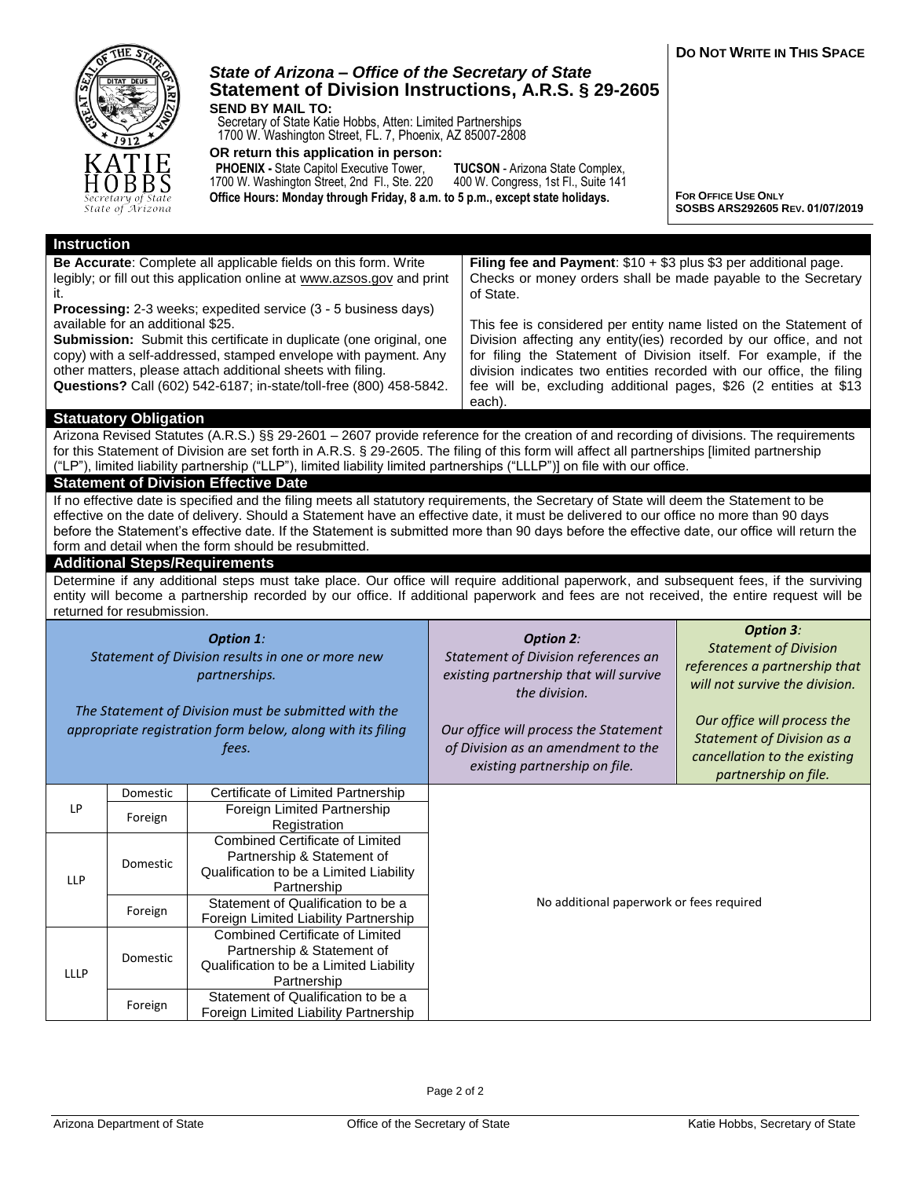**DO NOT WRITE IN THIS SPACE**

KATIE HOBBS
Secretary of State
State of Arizona

# *State of Arizona – Office of the Secretary of State*
# Statement of Division Instructions, A.R.S. § 29-2605

**SEND BY MAIL TO:**
Secretary of State Katie Hobbs, Atten: Limited Partnerships
1700 W. Washington Street, FL. 7, Phoenix, AZ 85007-2808

**OR return this application in person:**
**PHOENIX -** State Capitol Executive Tower, 1700 W. Washington Street, 2nd Fl., Ste. 220
**TUCSON** - Arizona State Complex, 400 W. Congress, 1st Fl., Suite 141
**Office Hours: Monday through Friday, 8 a.m. to 5 p.m., except state holidays.**

**FOR OFFICE USE ONLY**
**SOSBS ARS292605 REV. 01/07/2019**

## Instruction

**Be Accurate**: Complete all applicable fields on this form. Write legibly; or fill out this application online at www.azsos.gov and print it.

**Processing:** 2-3 weeks; expedited service (3 - 5 business days) available for an additional $25.

**Submission:** Submit this certificate in duplicate (one original, one copy) with a self-addressed, stamped envelope with payment. Any other matters, please attach additional sheets with filing.

**Questions?** Call (602) 542-6187; in-state/toll-free (800) 458-5842.

**Filing fee and Payment**: $10 + $3 plus $3 per additional page. Checks or money orders shall be made payable to the Secretary of State.

This fee is considered per entity name listed on the Statement of Division affecting any entity(ies) recorded by our office, and not for filing the Statement of Division itself. For example, if the division indicates two entities recorded with our office, the filing fee will be, excluding additional pages, $26 (2 entities at $13 each).

## Statuatory Obligation

Arizona Revised Statutes (A.R.S.) §§ 29-2601 – 2607 provide reference for the creation of and recording of divisions. The requirements for this Statement of Division are set forth in A.R.S. § 29-2605. The filing of this form will affect all partnerships [limited partnership ("LP"), limited liability partnership ("LLP"), limited liability limited partnerships ("LLLP")] on file with our office.

## Statement of Division Effective Date

If no effective date is specified and the filing meets all statutory requirements, the Secretary of State will deem the Statement to be effective on the date of delivery. Should a Statement have an effective date, it must be delivered to our office no more than 90 days before the Statement's effective date. If the Statement is submitted more than 90 days before the effective date, our office will return the form and detail when the form should be resubmitted.

## Additional Steps/Requirements

Determine if any additional steps must take place. Our office will require additional paperwork, and subsequent fees, if the surviving entity will become a partnership recorded by our office. If additional paperwork and fees are not received, the entire request will be returned for resubmission.

| *Option 1:* *Statement of Division results in one or more new partnerships.* *The Statement of Division must be submitted with the appropriate registration form below, along with its filing fees.* | | | *Option 2:* *Statement of Division references an existing partnership that will survive the division.* *Our office will process the Statement of Division as an amendment to the existing partnership on file.* | *Option 3:* *Statement of Division references a partnership that will not survive the division.* *Our office will process the Statement of Division as a cancellation to the existing partnership on file.* |
|---|---|---|---|---|
| LP | Domestic | Certificate of Limited Partnership | No additional paperwork or fees required | |
| | Foreign | Foreign Limited Partnership Registration | | |
| LLP | Domestic | Combined Certificate of Limited Partnership & Statement of Qualification to be a Limited Liability Partnership | | |
| | Foreign | Statement of Qualification to be a Foreign Limited Liability Partnership | | |
| LLLP | Domestic | Combined Certificate of Limited Partnership & Statement of Qualification to be a Limited Liability Partnership | | |
| | Foreign | Statement of Qualification to be a Foreign Limited Liability Partnership | | |